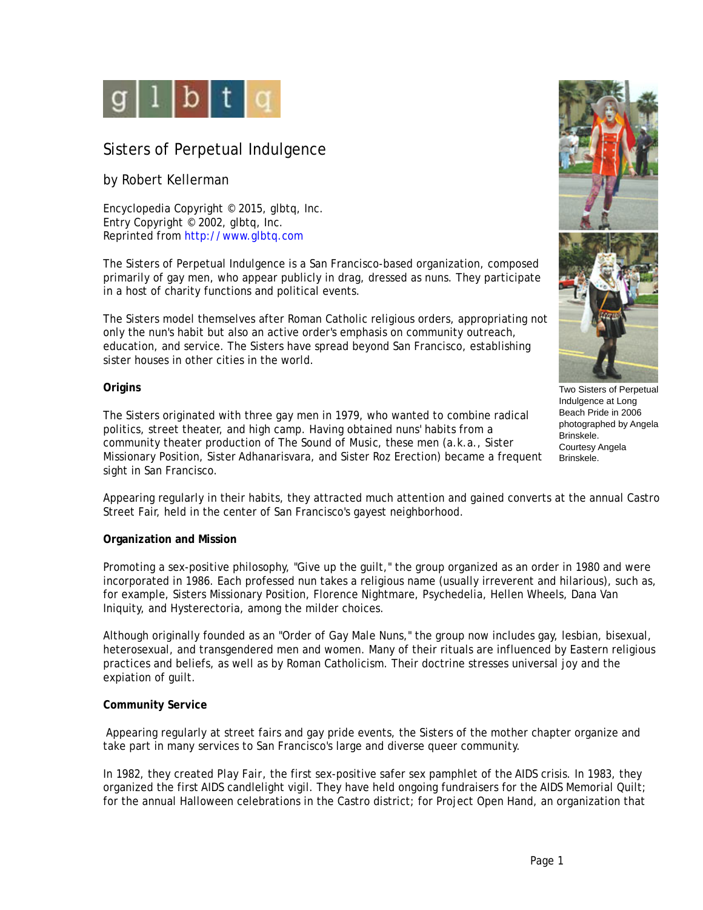# Sisters of Perpetual Indulgence

by Robert Kellerman

Encyclopedia Copyright © 2015, glbtq, Inc.
Entry Copyright © 2002, glbtq, Inc.
Reprinted from http://www.glbtq.com

The Sisters of Perpetual Indulgence is a San Francisco-based organization, composed primarily of gay men, who appear publicly in drag, dressed as nuns. They participate in a host of charity functions and political events.

The Sisters model themselves after Roman Catholic religious orders, appropriating not only the nun's habit but also an active order's emphasis on community outreach, education, and service. The Sisters have spread beyond San Francisco, establishing sister houses in other cities in the world.

Two Sisters of Perpetual Indulgence at Long Beach Pride in 2006 photographed by Angela Brinskele.
Courtesy Angela Brinskele.

**Origins**

The Sisters originated with three gay men in 1979, who wanted to combine radical politics, street theater, and high camp. Having obtained nuns' habits from a community theater production of The Sound of Music, these men (a.k.a., Sister Missionary Position, Sister Adhanarisvara, and Sister Roz Erection) became a frequent sight in San Francisco.

Appearing regularly in their habits, they attracted much attention and gained converts at the annual Castro Street Fair, held in the center of San Francisco's gayest neighborhood.

**Organization and Mission**

Promoting a sex-positive philosophy, "Give up the guilt," the group organized as an order in 1980 and were incorporated in 1986. Each professed nun takes a religious name (usually irreverent and hilarious), such as, for example, Sisters Missionary Position, Florence Nightmare, Psychedelia, Hellen Wheels, Dana Van Iniquity, and Hysterectoria, among the milder choices.

Although originally founded as an "Order of Gay Male Nuns," the group now includes gay, lesbian, bisexual, heterosexual, and transgendered men and women. Many of their rituals are influenced by Eastern religious practices and beliefs, as well as by Roman Catholicism. Their doctrine stresses universal joy and the expiation of guilt.

**Community Service**

Appearing regularly at street fairs and gay pride events, the Sisters of the mother chapter organize and take part in many services to San Francisco's large and diverse queer community.

In 1982, they created Play Fair, the first sex-positive safer sex pamphlet of the AIDS crisis. In 1983, they organized the first AIDS candlelight vigil. They have held ongoing fundraisers for the AIDS Memorial Quilt; for the annual Halloween celebrations in the Castro district; for Project Open Hand, an organization that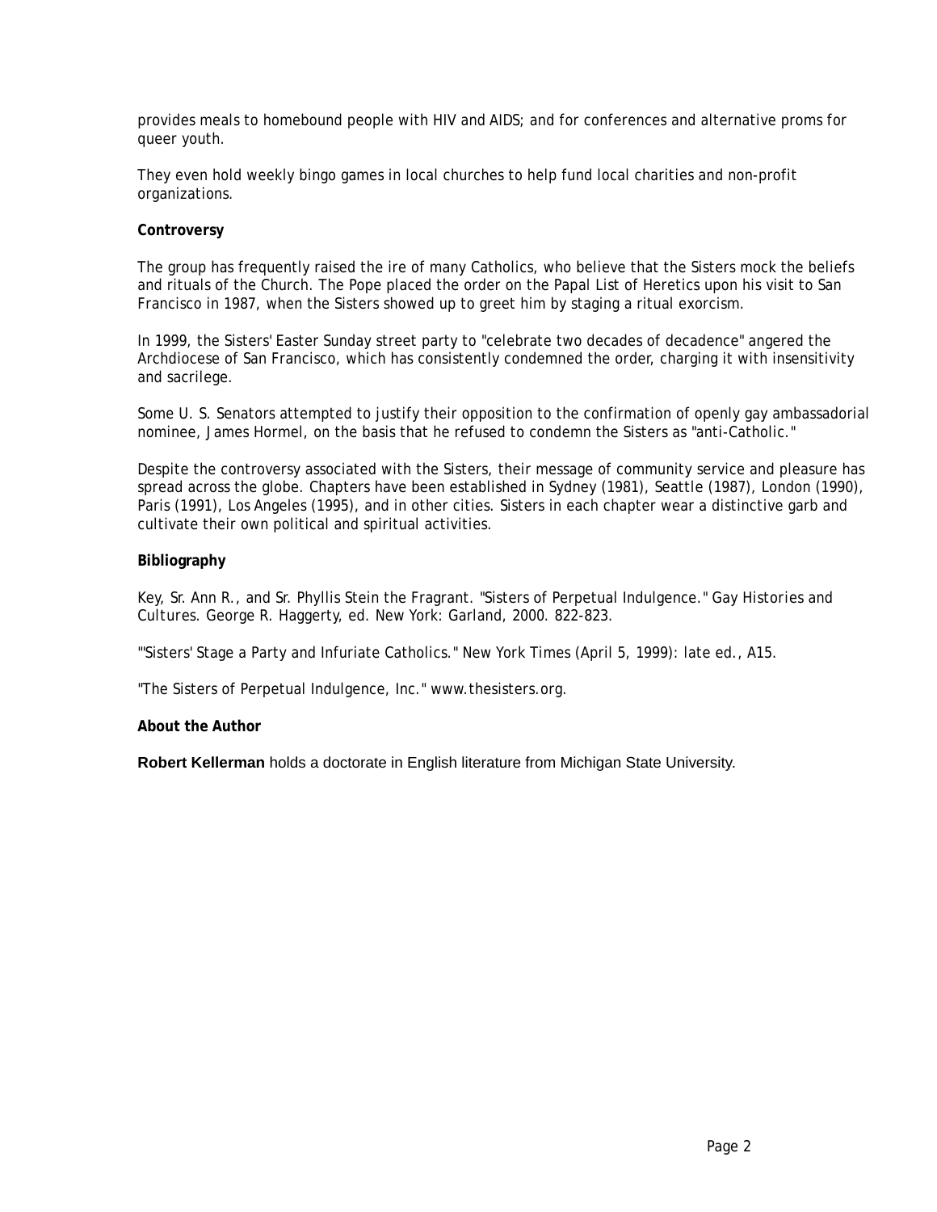provides meals to homebound people with HIV and AIDS; and for conferences and alternative proms for queer youth.

They even hold weekly bingo games in local churches to help fund local charities and non-profit organizations.

**Controversy**

The group has frequently raised the ire of many Catholics, who believe that the Sisters mock the beliefs and rituals of the Church. The Pope placed the order on the Papal List of Heretics upon his visit to San Francisco in 1987, when the Sisters showed up to greet him by staging a ritual exorcism.

In 1999, the Sisters' Easter Sunday street party to "celebrate two decades of decadence" angered the Archdiocese of San Francisco, which has consistently condemned the order, charging it with insensitivity and sacrilege.

Some U. S. Senators attempted to justify their opposition to the confirmation of openly gay ambassadorial nominee, James Hormel, on the basis that he refused to condemn the Sisters as "anti-Catholic."

Despite the controversy associated with the Sisters, their message of community service and pleasure has spread across the globe. Chapters have been established in Sydney (1981), Seattle (1987), London (1990), Paris (1991), Los Angeles (1995), and in other cities. Sisters in each chapter wear a distinctive garb and cultivate their own political and spiritual activities.

**Bibliography**

Key, Sr. Ann R., and Sr. Phyllis Stein the Fragrant. "Sisters of Perpetual Indulgence." *Gay Histories and Cultures*. George R. Haggerty, ed. New York: Garland, 2000. 822-823.

"'Sisters' Stage a Party and Infuriate Catholics." *New York Times* (April 5, 1999): late ed., A15.

"The Sisters of Perpetual Indulgence, Inc." www.thesisters.org.

**About the Author**

**Robert Kellerman** holds a doctorate in English literature from Michigan State University.